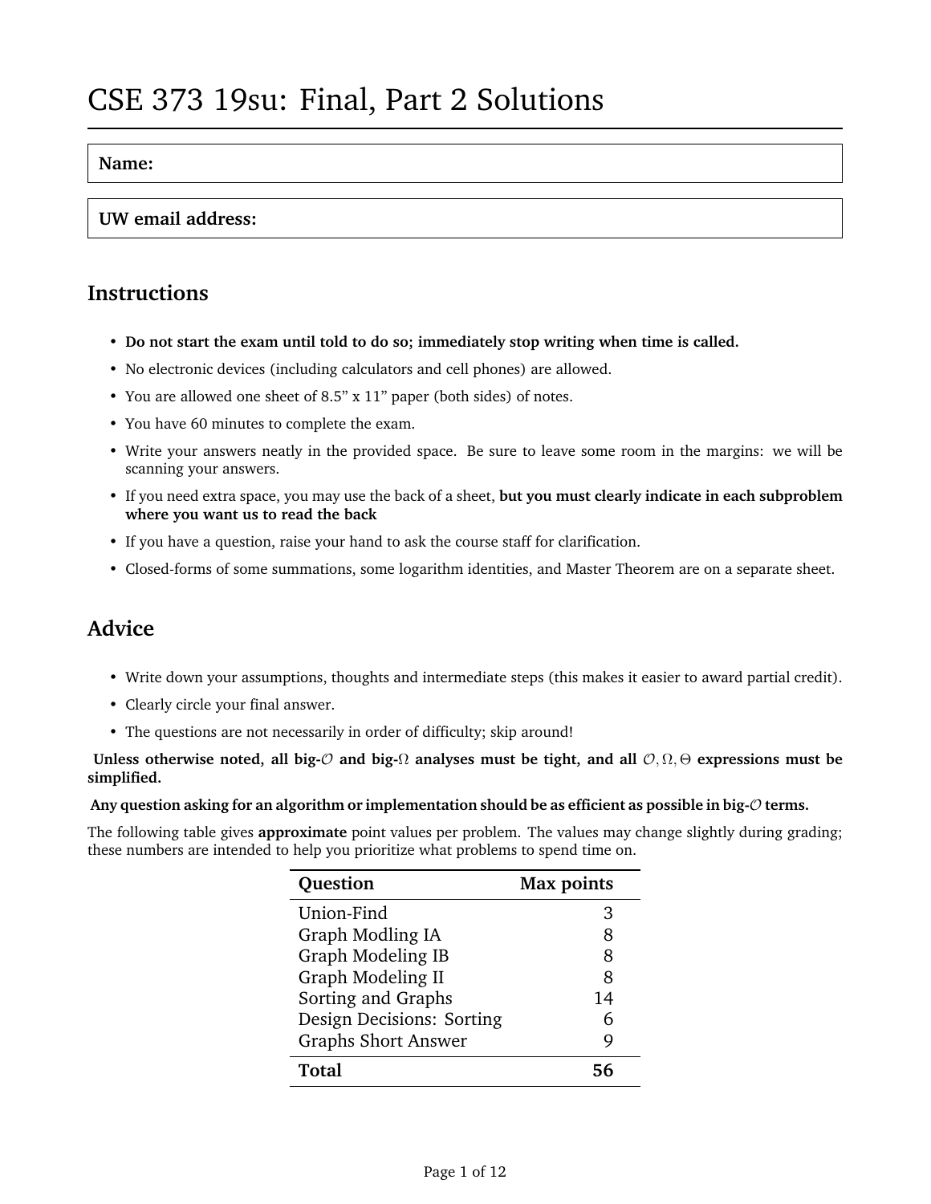# CSE 373 19su: Final, Part 2 Solutions

| **Name:** |
|---|

| **UW email address:** |
|---|

## Instructions

- **Do not start the exam until told to do so; immediately stop writing when time is called.**
- No electronic devices (including calculators and cell phones) are allowed.
- You are allowed one sheet of 8.5" x 11" paper (both sides) of notes.
- You have 60 minutes to complete the exam.
- Write your answers neatly in the provided space. Be sure to leave some room in the margins: we will be scanning your answers.
- If you need extra space, you may use the back of a sheet, **but you must clearly indicate in each subproblem where you want us to read the back**
- If you have a question, raise your hand to ask the course staff for clarification.
- Closed-forms of some summations, some logarithm identities, and Master Theorem are on a separate sheet.

## Advice

- Write down your assumptions, thoughts and intermediate steps (this makes it easier to award partial credit).
- Clearly circle your final answer.
- The questions are not necessarily in order of difficulty; skip around!

**Unless otherwise noted, all big-$\mathcal{O}$ and big-$\Omega$ analyses must be tight, and all $\mathcal{O}, \Omega, \Theta$ expressions must be simplified.**

**Any question asking for an algorithm or implementation should be as efficient as possible in big-$\mathcal{O}$ terms.**

The following table gives **approximate** point values per problem. The values may change slightly during grading; these numbers are intended to help you prioritize what problems to spend time on.

| **Question** | **Max points** |
|---|---|
| Union-Find | 3 |
| Graph Modling IA | 8 |
| Graph Modeling IB | 8 |
| Graph Modeling II | 8 |
| Sorting and Graphs | 14 |
| Design Decisions: Sorting | 6 |
| Graphs Short Answer | 9 |
| **Total** | **56** |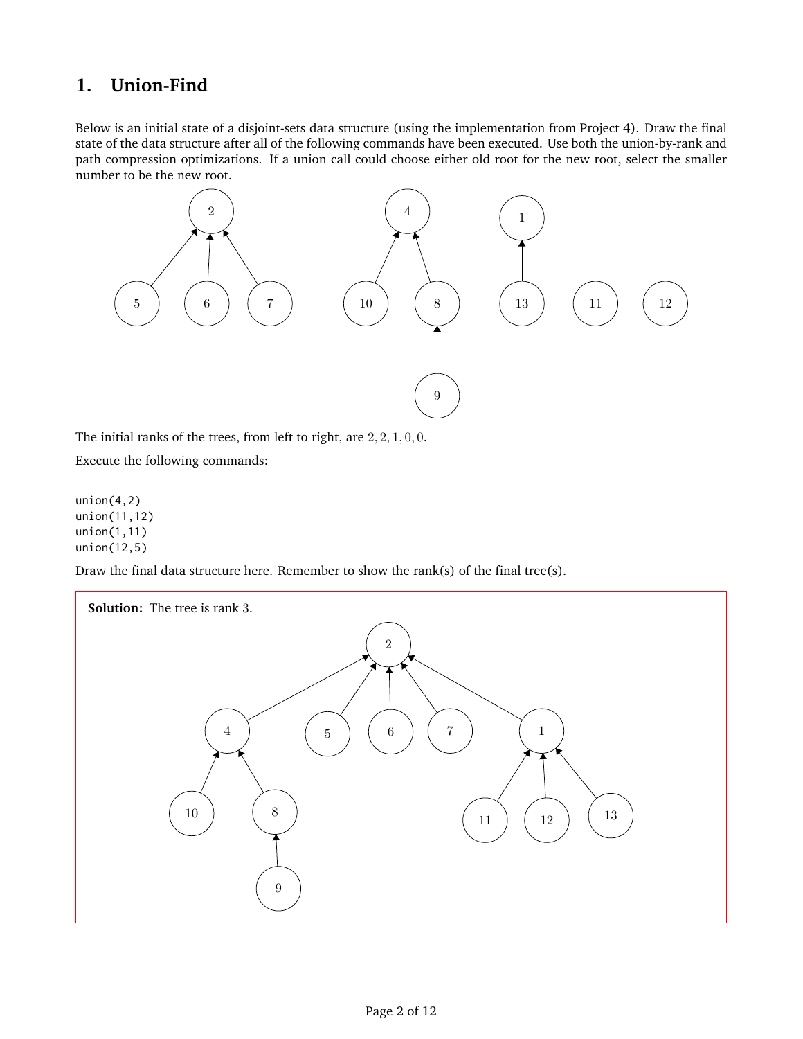## 1. Union-Find

Below is an initial state of a disjoint-sets data structure (using the implementation from Project 4). Draw the final state of the data structure after all of the following commands have been executed. Use both the union-by-rank and path compression optimizations. If a union call could choose either old root for the new root, select the smaller number to be the new root.

The initial ranks of the trees, from left to right, are $2, 2, 1, 0, 0$.

Execute the following commands:

```
union(4,2)
union(11,12)
union(1,11)
union(12,5)
```

Draw the final data structure here. Remember to show the rank(s) of the final tree(s).

**Solution:** The tree is rank $3$.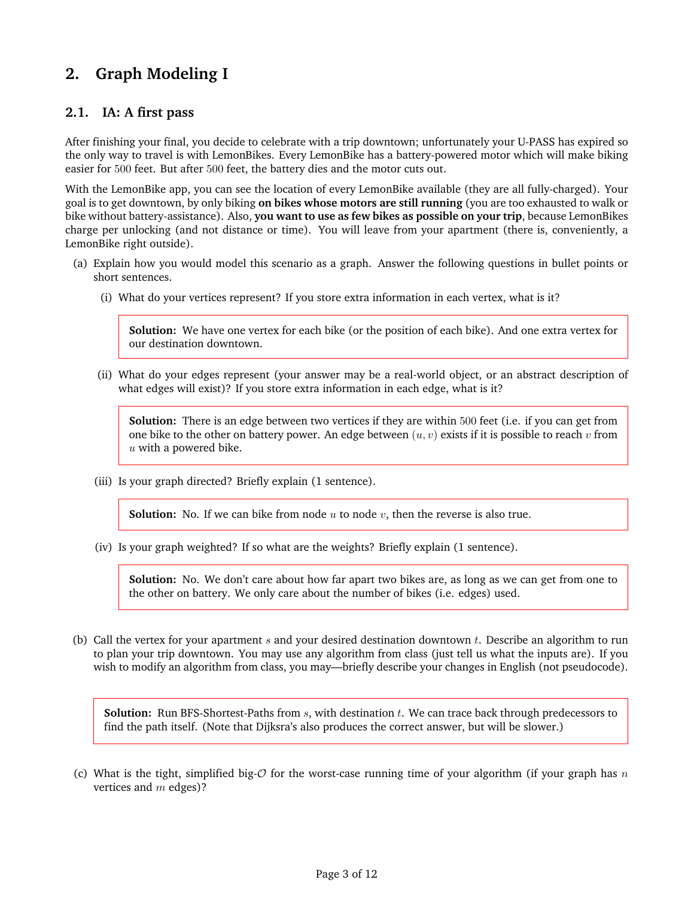# 2. Graph Modeling I

## 2.1. IA: A first pass

After finishing your final, you decide to celebrate with a trip downtown; unfortunately your U-PASS has expired so the only way to travel is with LemonBikes. Every LemonBike has a battery-powered motor which will make biking easier for $500$ feet. But after $500$ feet, the battery dies and the motor cuts out.

With the LemonBike app, you can see the location of every LemonBike available (they are all fully-charged). Your goal is to get downtown, by only biking **on bikes whose motors are still running** (you are too exhausted to walk or bike without battery-assistance). Also, **you want to use as few bikes as possible on your trip**, because LemonBikes charge per unlocking (and not distance or time). You will leave from your apartment (there is, conveniently, a LemonBike right outside).

(a) Explain how you would model this scenario as a graph. Answer the following questions in bullet points or short sentences.

(i) What do your vertices represent? If you store extra information in each vertex, what is it?

> **Solution:** We have one vertex for each bike (or the position of each bike). And one extra vertex for our destination downtown.

(ii) What do your edges represent (your answer may be a real-world object, or an abstract description of what edges will exist)? If you store extra information in each edge, what is it?

> **Solution:** There is an edge between two vertices if they are within $500$ feet (i.e. if you can get from one bike to the other on battery power. An edge between $(u, v)$ exists if it is possible to reach $v$ from $u$ with a powered bike.

(iii) Is your graph directed? Briefly explain (1 sentence).

> **Solution:** No. If we can bike from node $u$ to node $v$, then the reverse is also true.

(iv) Is your graph weighted? If so what are the weights? Briefly explain (1 sentence).

> **Solution:** No. We don't care about how far apart two bikes are, as long as we can get from one to the other on battery. We only care about the number of bikes (i.e. edges) used.

(b) Call the vertex for your apartment $s$ and your desired destination downtown $t$. Describe an algorithm to run to plan your trip downtown. You may use any algorithm from class (just tell us what the inputs are). If you wish to modify an algorithm from class, you may—briefly describe your changes in English (not pseudocode).

> **Solution:** Run BFS-Shortest-Paths from $s$, with destination $t$. We can trace back through predecessors to find the path itself. (Note that Dijksra's also produces the correct answer, but will be slower.)

(c) What is the tight, simplified big-$\mathcal{O}$ for the worst-case running time of your algorithm (if your graph has $n$ vertices and $m$ edges)?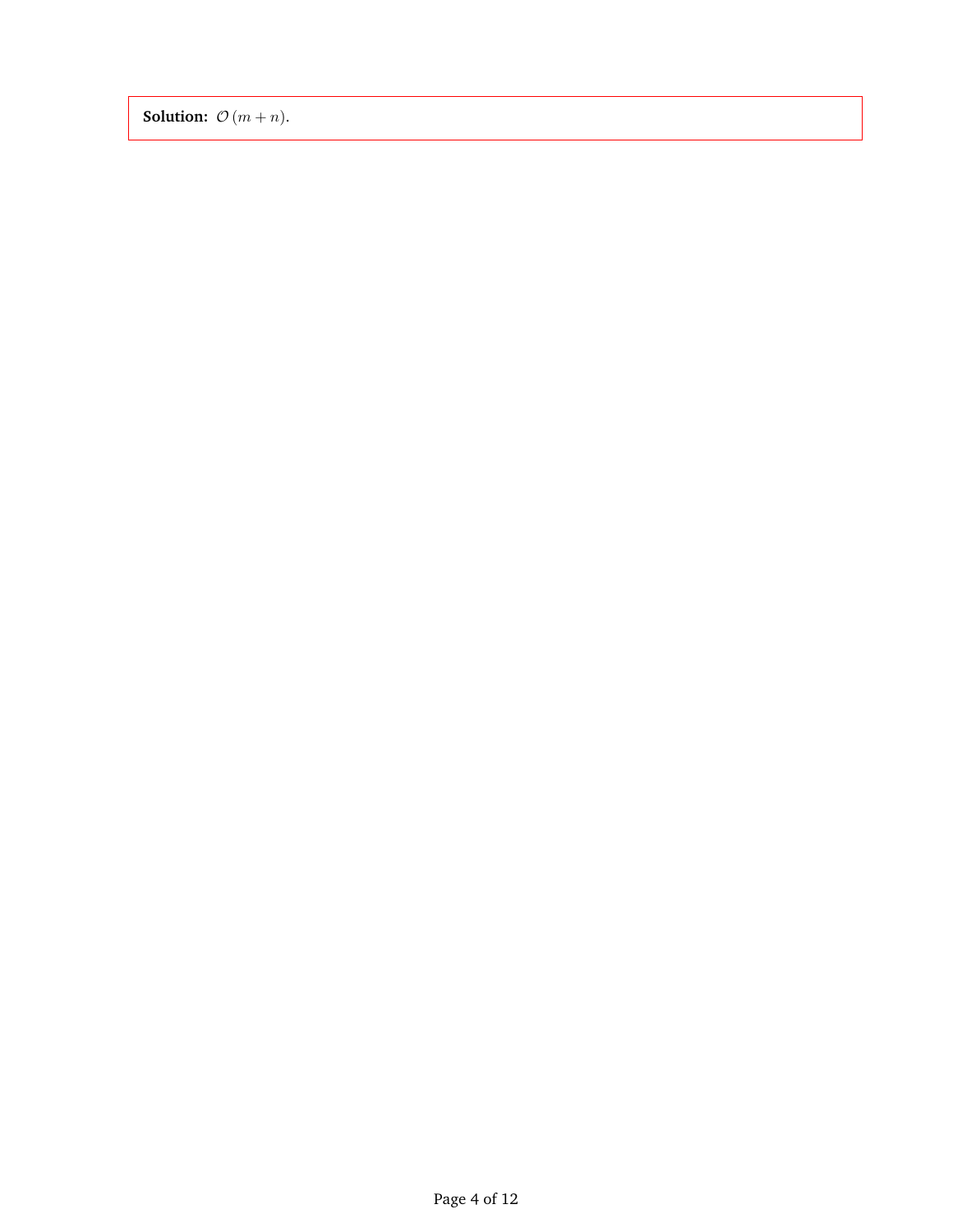**Solution:** $\mathcal{O}\left(m+n\right)$.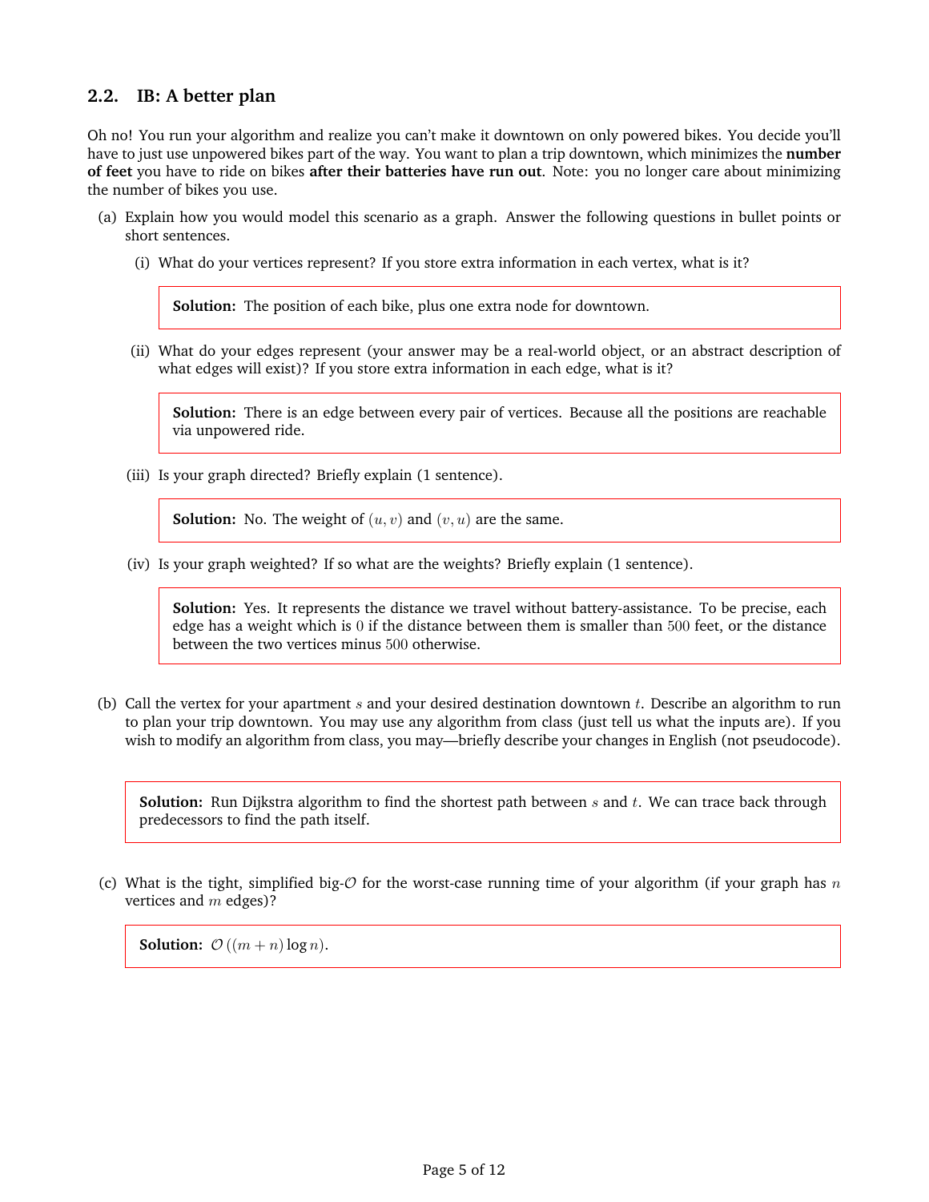## 2.2. IB: A better plan

Oh no! You run your algorithm and realize you can't make it downtown on only powered bikes. You decide you'll have to just use unpowered bikes part of the way. You want to plan a trip downtown, which minimizes the **number of feet** you have to ride on bikes **after their batteries have run out**. Note: you no longer care about minimizing the number of bikes you use.

(a) Explain how you would model this scenario as a graph. Answer the following questions in bullet points or short sentences.

(i) What do your vertices represent? If you store extra information in each vertex, what is it?

> **Solution:** The position of each bike, plus one extra node for downtown.

(ii) What do your edges represent (your answer may be a real-world object, or an abstract description of what edges will exist)? If you store extra information in each edge, what is it?

> **Solution:** There is an edge between every pair of vertices. Because all the positions are reachable via unpowered ride.

(iii) Is your graph directed? Briefly explain (1 sentence).

> **Solution:** No. The weight of $(u, v)$ and $(v, u)$ are the same.

(iv) Is your graph weighted? If so what are the weights? Briefly explain (1 sentence).

> **Solution:** Yes. It represents the distance we travel without battery-assistance. To be precise, each edge has a weight which is $0$ if the distance between them is smaller than $500$ feet, or the distance between the two vertices minus $500$ otherwise.

(b) Call the vertex for your apartment $s$ and your desired destination downtown $t$. Describe an algorithm to run to plan your trip downtown. You may use any algorithm from class (just tell us what the inputs are). If you wish to modify an algorithm from class, you may—briefly describe your changes in English (not pseudocode).

> **Solution:** Run Dijkstra algorithm to find the shortest path between $s$ and $t$. We can trace back through predecessors to find the path itself.

(c) What is the tight, simplified big-$\mathcal{O}$ for the worst-case running time of your algorithm (if your graph has $n$ vertices and $m$ edges)?

> **Solution:** $\mathcal{O}((m + n) \log n)$.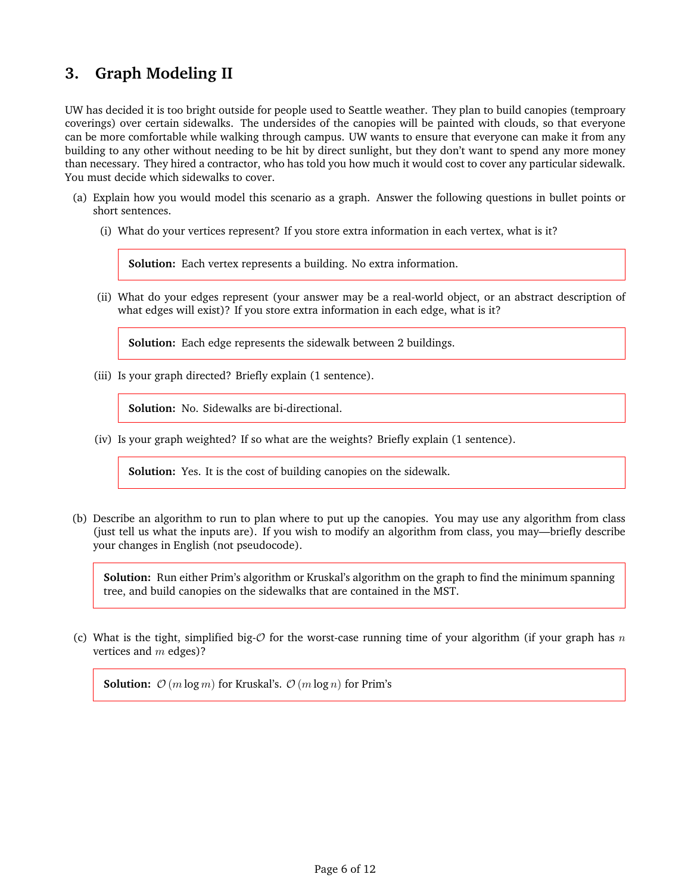## 3. Graph Modeling II

UW has decided it is too bright outside for people used to Seattle weather. They plan to build canopies (temproary coverings) over certain sidewalks. The undersides of the canopies will be painted with clouds, so that everyone can be more comfortable while walking through campus. UW wants to ensure that everyone can make it from any building to any other without needing to be hit by direct sunlight, but they don't want to spend any more money than necessary. They hired a contractor, who has told you how much it would cost to cover any particular sidewalk. You must decide which sidewalks to cover.

(a) Explain how you would model this scenario as a graph. Answer the following questions in bullet points or short sentences.

(i) What do your vertices represent? If you store extra information in each vertex, what is it?

> **Solution:** Each vertex represents a building. No extra information.

(ii) What do your edges represent (your answer may be a real-world object, or an abstract description of what edges will exist)? If you store extra information in each edge, what is it?

> **Solution:** Each edge represents the sidewalk between 2 buildings.

(iii) Is your graph directed? Briefly explain (1 sentence).

> **Solution:** No. Sidewalks are bi-directional.

(iv) Is your graph weighted? If so what are the weights? Briefly explain (1 sentence).

> **Solution:** Yes. It is the cost of building canopies on the sidewalk.

(b) Describe an algorithm to run to plan where to put up the canopies. You may use any algorithm from class (just tell us what the inputs are). If you wish to modify an algorithm from class, you may—briefly describe your changes in English (not pseudocode).

> **Solution:** Run either Prim's algorithm or Kruskal's algorithm on the graph to find the minimum spanning tree, and build canopies on the sidewalks that are contained in the MST.

(c) What is the tight, simplified big-$\mathcal{O}$ for the worst-case running time of your algorithm (if your graph has $n$ vertices and $m$ edges)?

> **Solution:** $\mathcal{O}(m \log m)$ for Kruskal's. $\mathcal{O}(m \log n)$ for Prim's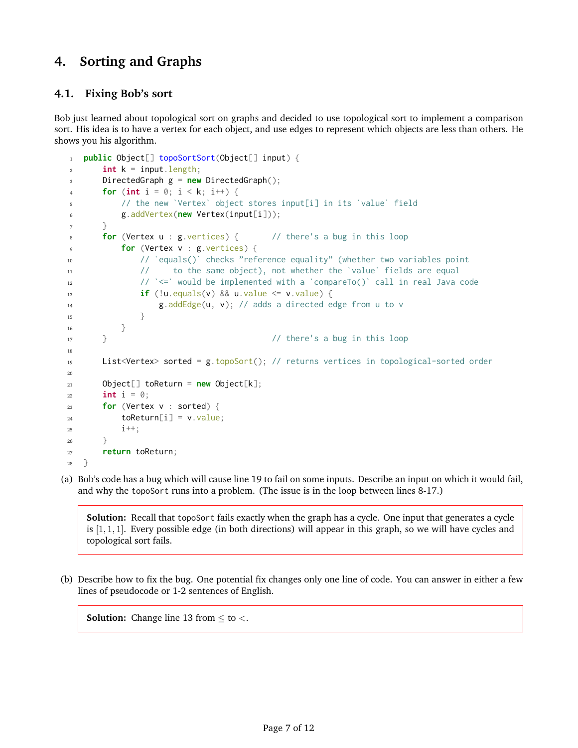# 4. Sorting and Graphs

## 4.1. Fixing Bob's sort

Bob just learned about topological sort on graphs and decided to use topological sort to implement a comparison sort. His idea is to have a vertex for each object, and use edges to represent which objects are less than others. He shows you his algorithm.

```java
public Object[] topoSortSort(Object[] input) {
    int k = input.length;
    DirectedGraph g = new DirectedGraph();
    for (int i = 0; i < k; i++) {
        // the new `Vertex` object stores input[i] in its `value` field
        g.addVertex(new Vertex(input[i]));
    }
    for (Vertex u : g.vertices) {       // there's a bug in this loop
        for (Vertex v : g.vertices) {
            // `equals()` checks "reference equality" (whether two variables point
            //     to the same object), not whether the `value` fields are equal
            // `<=` would be implemented with a `compareTo()` call in real Java code
            if (!u.equals(v) && u.value <= v.value) {
                g.addEdge(u, v); // adds a directed edge from u to v
            }
        }
    }                                   // there's a bug in this loop

    List<Vertex> sorted = g.topoSort(); // returns vertices in topological-sorted order

    Object[] toReturn = new Object[k];
    int i = 0;
    for (Vertex v : sorted) {
        toReturn[i] = v.value;
        i++;
    }
    return toReturn;
}
```

(a) Bob's code has a bug which will cause line 19 to fail on some inputs. Describe an input on which it would fail, and why the `topoSort` runs into a problem. (The issue is in the loop between lines 8-17.)

> **Solution:** Recall that `topoSort` fails exactly when the graph has a cycle. One input that generates a cycle is $[1, 1, 1]$. Every possible edge (in both directions) will appear in this graph, so we will have cycles and topological sort fails.

(b) Describe how to fix the bug. One potential fix changes only one line of code. You can answer in either a few lines of pseudocode or 1-2 sentences of English.

> **Solution:** Change line 13 from $\leq$ to $<$.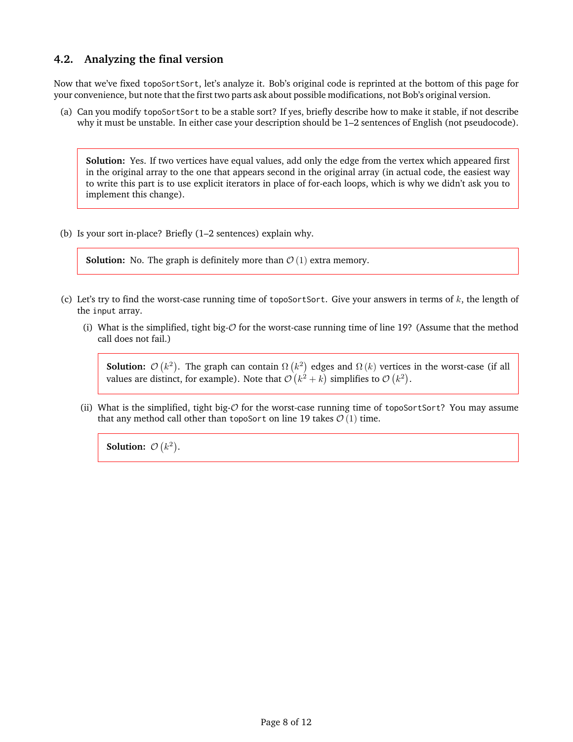## 4.2. Analyzing the final version

Now that we've fixed `topoSortSort`, let's analyze it. Bob's original code is reprinted at the bottom of this page for your convenience, but note that the first two parts ask about possible modifications, not Bob's original version.

(a) Can you modify `topoSortSort` to be a stable sort? If yes, briefly describe how to make it stable, if not describe why it must be unstable. In either case your description should be 1–2 sentences of English (not pseudocode).

> **Solution:** Yes. If two vertices have equal values, add only the edge from the vertex which appeared first in the original array to the one that appears second in the original array (in actual code, the easiest way to write this part is to use explicit iterators in place of for-each loops, which is why we didn't ask you to implement this change).

(b) Is your sort in-place? Briefly (1–2 sentences) explain why.

> **Solution:** No. The graph is definitely more than $\mathcal{O}(1)$ extra memory.

(c) Let's try to find the worst-case running time of `topoSortSort`. Give your answers in terms of $k$, the length of the `input` array.

(i) What is the simplified, tight big-$\mathcal{O}$ for the worst-case running time of line 19? (Assume that the method call does not fail.)

> **Solution:** $\mathcal{O}(k^2)$. The graph can contain $\Omega(k^2)$ edges and $\Omega(k)$ vertices in the worst-case (if all values are distinct, for example). Note that $\mathcal{O}(k^2 + k)$ simplifies to $\mathcal{O}(k^2)$.

(ii) What is the simplified, tight big-$\mathcal{O}$ for the worst-case running time of `topoSortSort`? You may assume that any method call other than `topoSort` on line 19 takes $\mathcal{O}(1)$ time.

> **Solution:** $\mathcal{O}(k^2)$.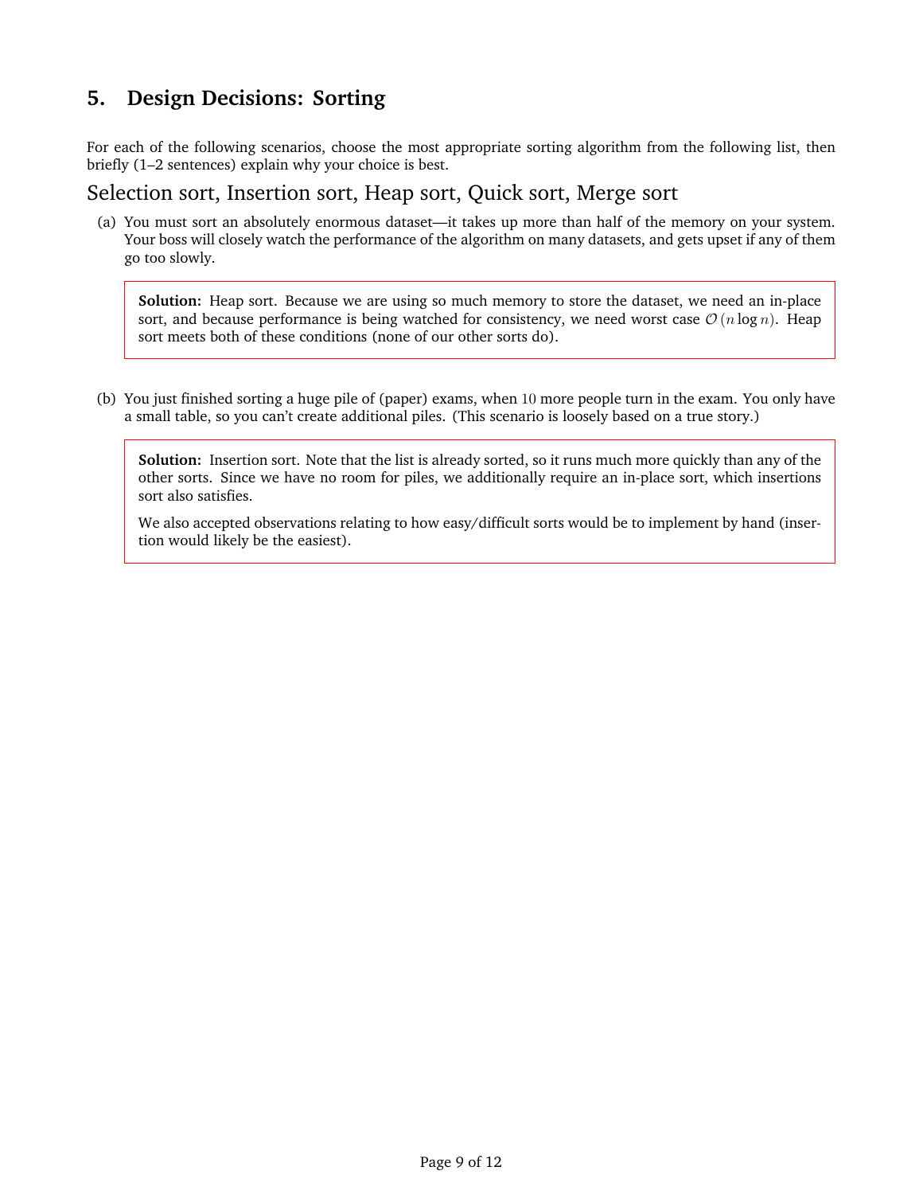## 5. Design Decisions: Sorting

For each of the following scenarios, choose the most appropriate sorting algorithm from the following list, then briefly (1–2 sentences) explain why your choice is best.

### Selection sort, Insertion sort, Heap sort, Quick sort, Merge sort

(a) You must sort an absolutely enormous dataset—it takes up more than half of the memory on your system. Your boss will closely watch the performance of the algorithm on many datasets, and gets upset if any of them go too slowly.

> **Solution:** Heap sort. Because we are using so much memory to store the dataset, we need an in-place sort, and because performance is being watched for consistency, we need worst case $\mathcal{O}(n \log n)$. Heap sort meets both of these conditions (none of our other sorts do).

(b) You just finished sorting a huge pile of (paper) exams, when $10$ more people turn in the exam. You only have a small table, so you can't create additional piles. (This scenario is loosely based on a true story.)

> **Solution:** Insertion sort. Note that the list is already sorted, so it runs much more quickly than any of the other sorts. Since we have no room for piles, we additionally require an in-place sort, which insertions sort also satisfies.
>
> We also accepted observations relating to how easy/difficult sorts would be to implement by hand (insertion would likely be the easiest).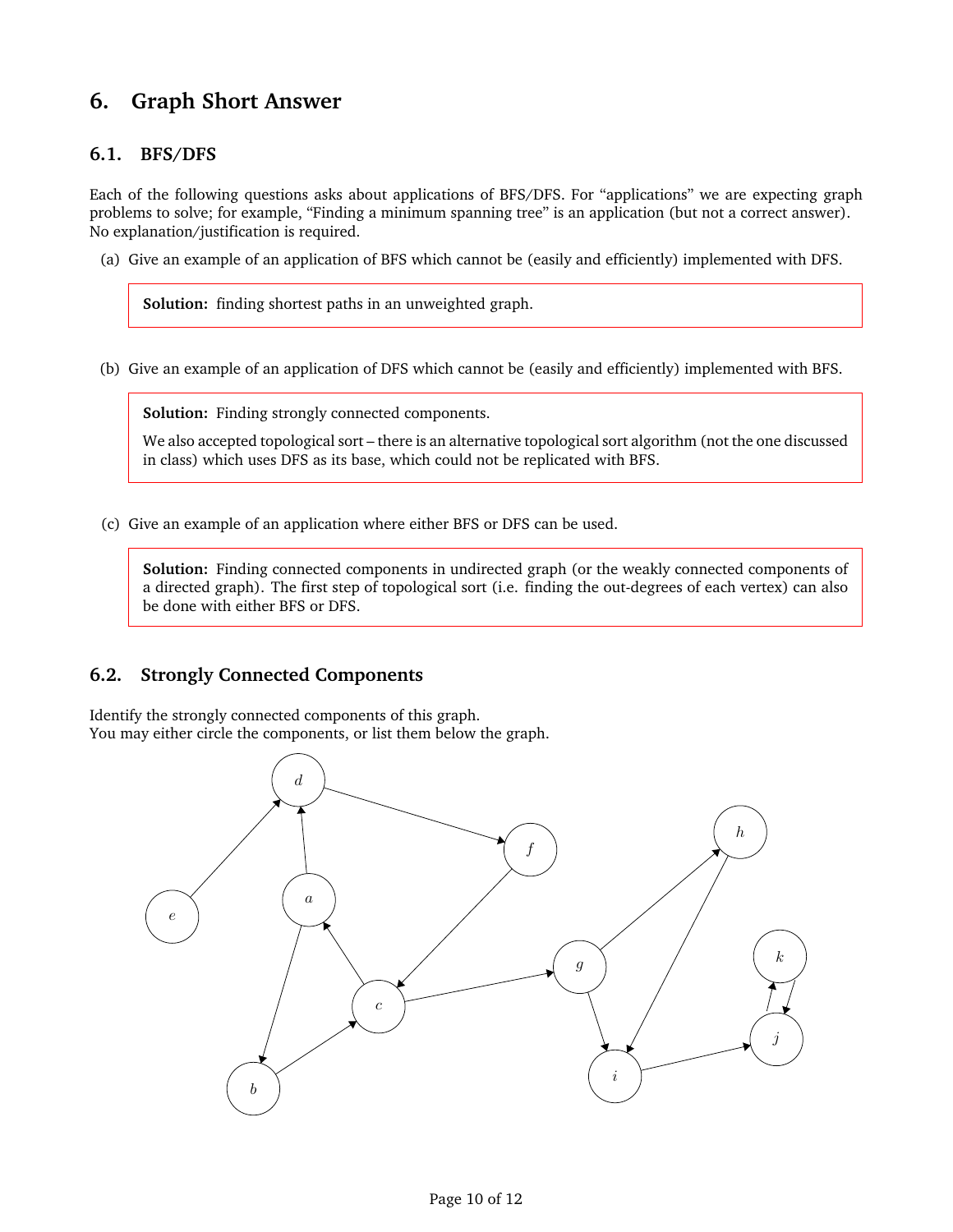## 6. Graph Short Answer

### 6.1. BFS/DFS

Each of the following questions asks about applications of BFS/DFS. For "applications" we are expecting graph problems to solve; for example, "Finding a minimum spanning tree" is an application (but not a correct answer). No explanation/justification is required.

(a) Give an example of an application of BFS which cannot be (easily and efficiently) implemented with DFS.

> **Solution:** finding shortest paths in an unweighted graph.

(b) Give an example of an application of DFS which cannot be (easily and efficiently) implemented with BFS.

> **Solution:** Finding strongly connected components.
>
> We also accepted topological sort – there is an alternative topological sort algorithm (not the one discussed in class) which uses DFS as its base, which could not be replicated with BFS.

(c) Give an example of an application where either BFS or DFS can be used.

> **Solution:** Finding connected components in undirected graph (or the weakly connected components of a directed graph). The first step of topological sort (i.e. finding the out-degrees of each vertex) can also be done with either BFS or DFS.

### 6.2. Strongly Connected Components

Identify the strongly connected components of this graph.
You may either circle the components, or list them below the graph.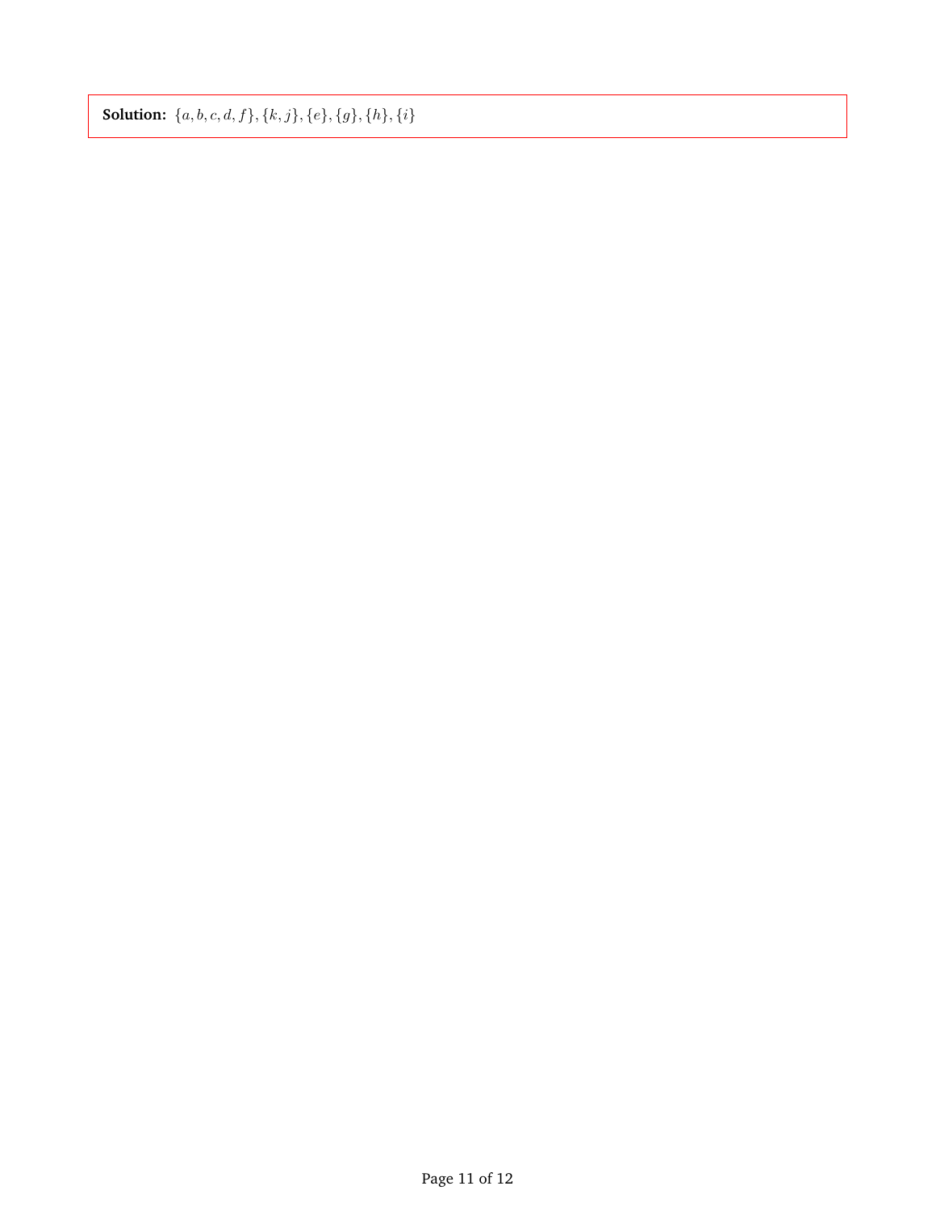**Solution:** $\{a, b, c, d, f\}, \{k, j\}, \{e\}, \{g\}, \{h\}, \{i\}$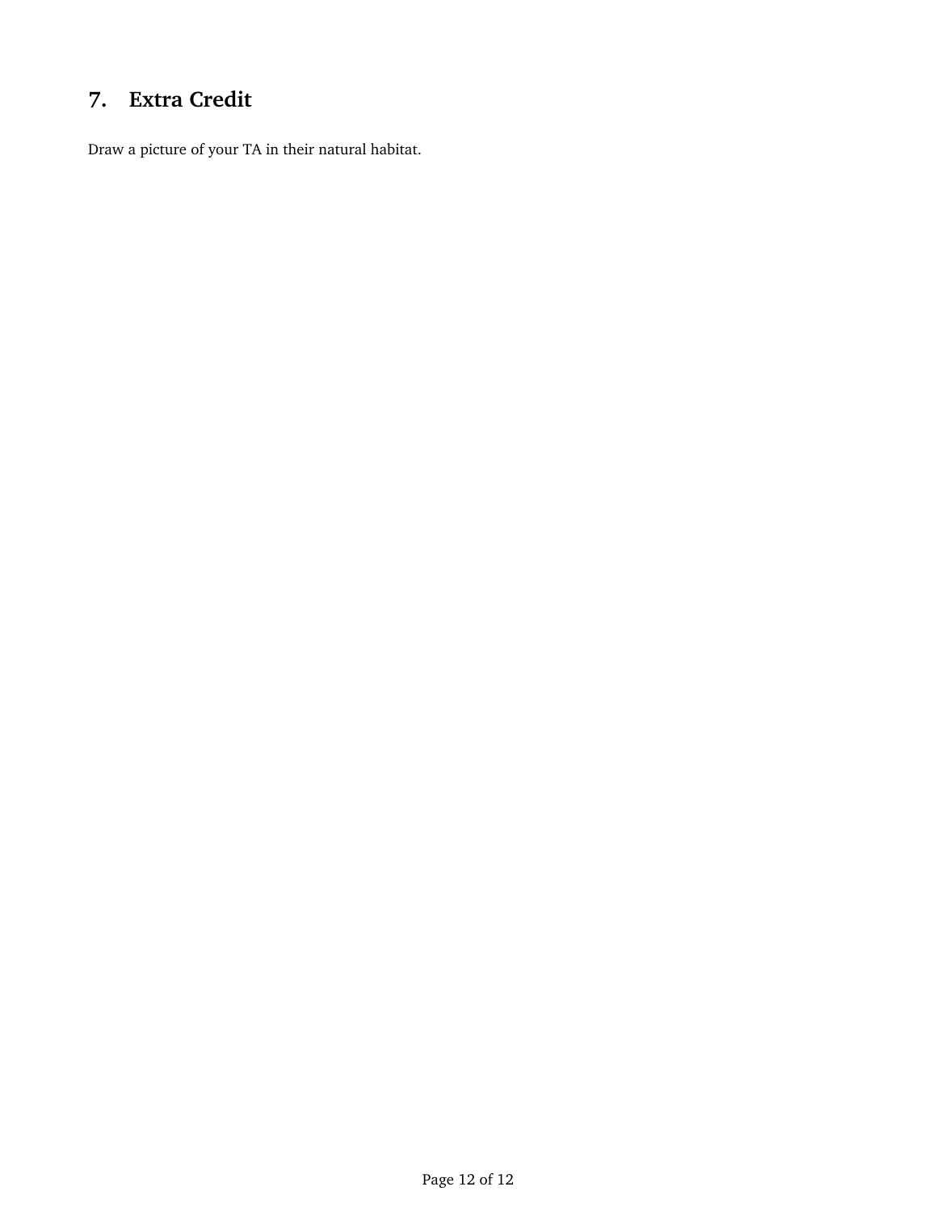## 7. Extra Credit

Draw a picture of your TA in their natural habitat.